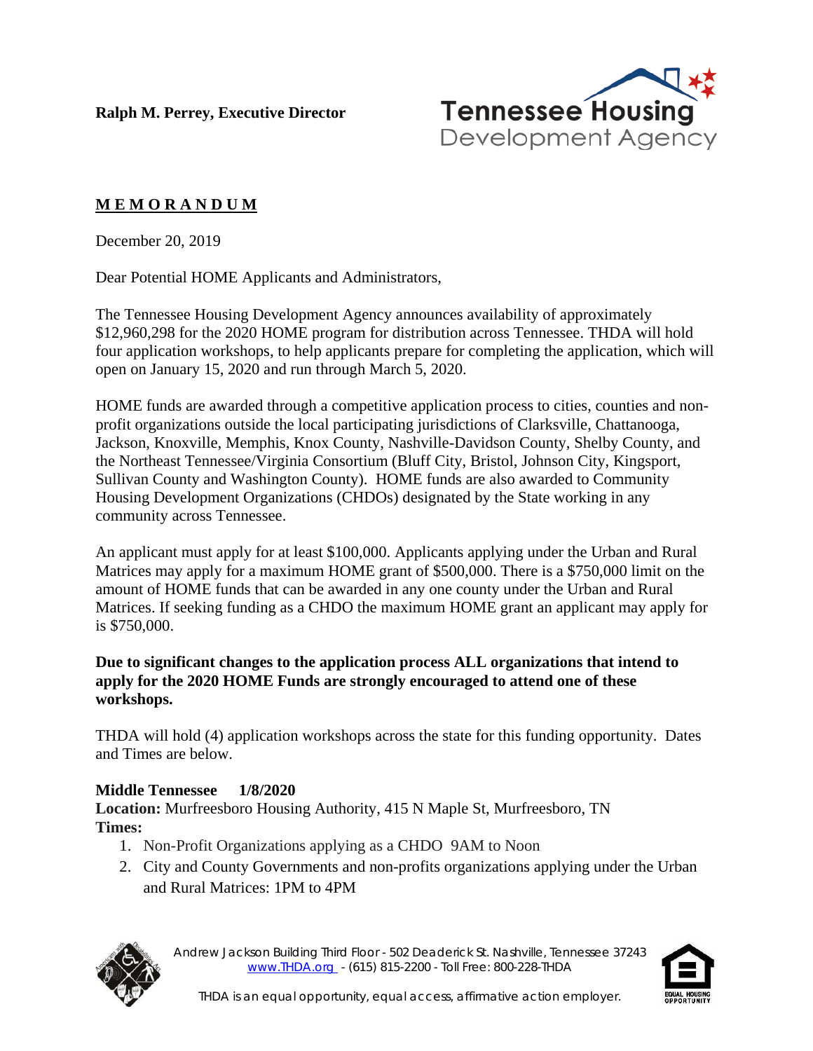**Ralph M. Perrey, Executive Director**

Tennessee Housing Development Agency

**M E M O R A N D U M**

December 20, 2019

Dear Potential HOME Applicants and Administrators,

The Tennessee Housing Development Agency announces availability of approximately $12,960,298 for the 2020 HOME program for distribution across Tennessee. THDA will hold four application workshops, to help applicants prepare for completing the application, which will open on January 15, 2020 and run through March 5, 2020.

HOME funds are awarded through a competitive application process to cities, counties and non-profit organizations outside the local participating jurisdictions of Clarksville, Chattanooga, Jackson, Knoxville, Memphis, Knox County, Nashville-Davidson County, Shelby County, and the Northeast Tennessee/Virginia Consortium (Bluff City, Bristol, Johnson City, Kingsport, Sullivan County and Washington County). HOME funds are also awarded to Community Housing Development Organizations (CHDOs) designated by the State working in any community across Tennessee.

An applicant must apply for at least $100,000. Applicants applying under the Urban and Rural Matrices may apply for a maximum HOME grant of $500,000. There is a $750,000 limit on the amount of HOME funds that can be awarded in any one county under the Urban and Rural Matrices. If seeking funding as a CHDO the maximum HOME grant an applicant may apply for is $750,000.

**Due to significant changes to the application process ALL organizations that intend to apply for the 2020 HOME Funds are strongly encouraged to attend one of these workshops.**

THDA will hold (4) application workshops across the state for this funding opportunity. Dates and Times are below.

**Middle Tennessee 1/8/2020**
**Location:** Murfreesboro Housing Authority, 415 N Maple St, Murfreesboro, TN
**Times:**

1. Non-Profit Organizations applying as a CHDO 9AM to Noon
2. City and County Governments and non-profits organizations applying under the Urban and Rural Matrices: 1PM to 4PM

Andrew Jackson Building Third Floor - 502 Deaderick St. Nashville, Tennessee 37243
www.THDA.org - (615) 815-2200 - Toll Free: 800-228-THDA

THDA is an equal opportunity, equal access, affirmative action employer.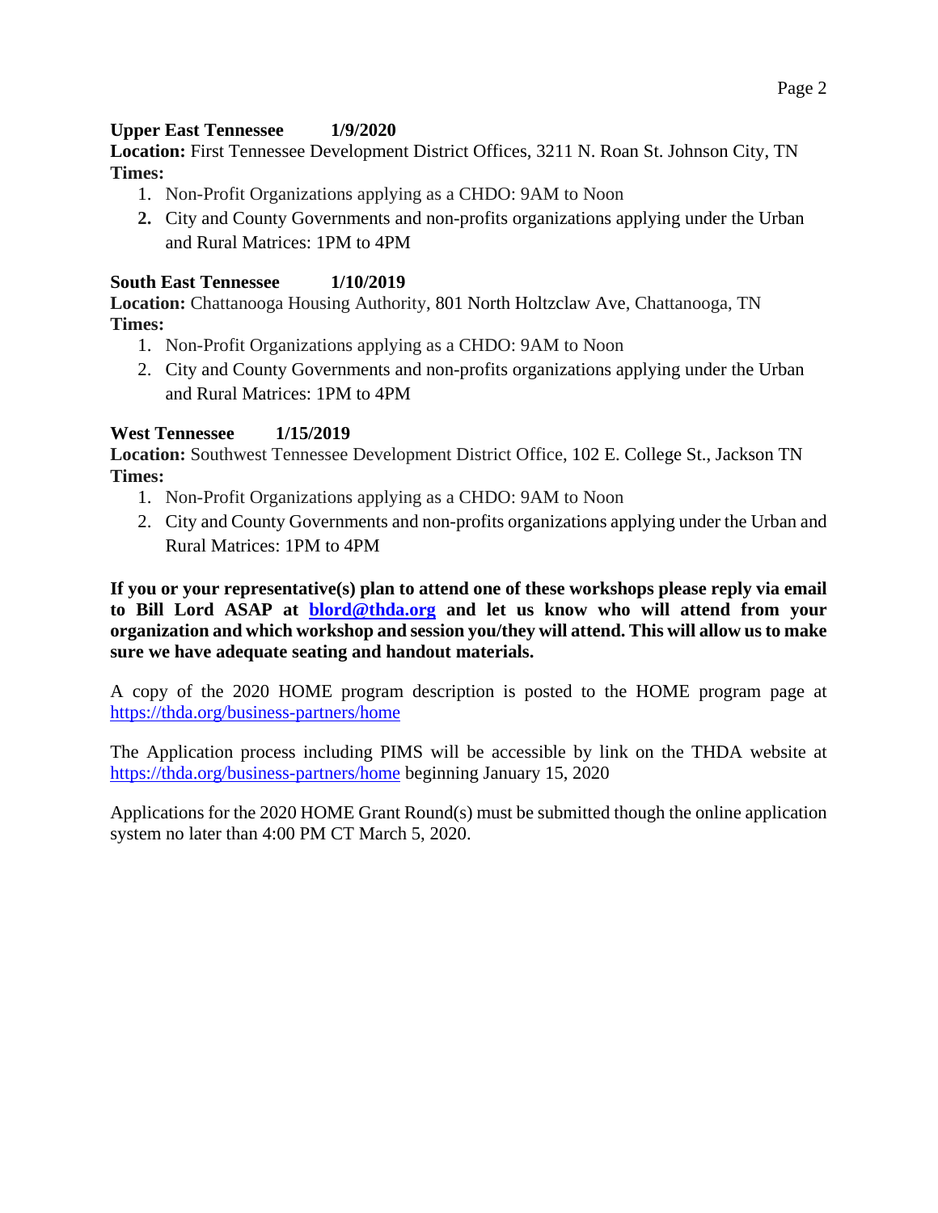**Upper East Tennessee 1/9/2020**
**Location:** First Tennessee Development District Offices, 3211 N. Roan St. Johnson City, TN
**Times:**

1. Non-Profit Organizations applying as a CHDO: 9AM to Noon
2. City and County Governments and non-profits organizations applying under the Urban and Rural Matrices: 1PM to 4PM

**South East Tennessee 1/10/2019**
**Location:** Chattanooga Housing Authority, 801 North Holtzclaw Ave, Chattanooga, TN
**Times:**

1. Non-Profit Organizations applying as a CHDO: 9AM to Noon
2. City and County Governments and non-profits organizations applying under the Urban and Rural Matrices: 1PM to 4PM

**West Tennessee 1/15/2019**
**Location:** Southwest Tennessee Development District Office, 102 E. College St., Jackson TN
**Times:**

1. Non-Profit Organizations applying as a CHDO: 9AM to Noon
2. City and County Governments and non-profits organizations applying under the Urban and Rural Matrices: 1PM to 4PM

**If you or your representative(s) plan to attend one of these workshops please reply via email to Bill Lord ASAP at blord@thda.org and let us know who will attend from your organization and which workshop and session you/they will attend. This will allow us to make sure we have adequate seating and handout materials.**

A copy of the 2020 HOME program description is posted to the HOME program page at https://thda.org/business-partners/home

The Application process including PIMS will be accessible by link on the THDA website at https://thda.org/business-partners/home beginning January 15, 2020

Applications for the 2020 HOME Grant Round(s) must be submitted though the online application system no later than 4:00 PM CT March 5, 2020.